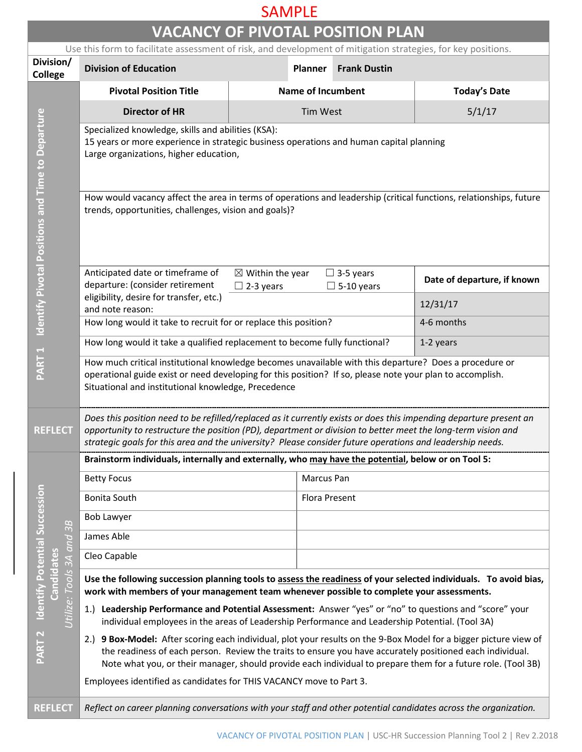SAMPLE

# VACANCY OF PIVOTAL POSITION PLAN

Use this form to facilitate assessment of risk, and development of mitigation strategies, for key positions.

| Division/ College | Division of Education | Planner | Frank Dustin |
|---|---|---|---|

## PART 1 Identify Pivotal Positions and Time to Departure

| Pivotal Position Title | Name of Incumbent | Today's Date |
|---|---|---|
| Director of HR | Tim West | 5/1/17 |

Specialized knowledge, skills and abilities (KSA):
15 years or more experience in strategic business operations and human capital planning
Large organizations, higher education,

How would vacancy affect the area in terms of operations and leadership (critical functions, relationships, future trends, opportunities, challenges, vision and goals)?

| Anticipated date or timeframe of departure: (consider retirement eligibility, desire for transfer, etc.) and note reason: | ☒ Within the year ☐ 2-3 years | ☐ 3-5 years ☐ 5-10 years | Date of departure, if known: 12/31/17 |
|---|---|---|---|
| How long would it take to recruit for or replace this position? | | | 4-6 months |
| How long would it take a qualified replacement to become fully functional? | | | 1-2 years |

How much critical institutional knowledge becomes unavailable with this departure? Does a procedure or operational guide exist or need developing for this position? If so, please note your plan to accomplish.
Situational and institutional knowledge, Precedence

**REFLECT**

*Does this position need to be refilled/replaced as it currently exists or does this impending departure present an opportunity to restructure the position (PD), department or division to better meet the long-term vision and strategic goals for this area and the university? Please consider future operations and leadership needs.*

## PART 2 Identify Potential Succession Candidates

*Utilize: Tools 3A and 3B*

**Brainstorm individuals, internally and externally, who may have the potential, below or on Tool 5:**

| | |
|---|---|
| Betty Focus | Marcus Pan |
| Bonita South | Flora Present |
| Bob Lawyer | |
| James Able | |
| Cleo Capable | |

**Use the following succession planning tools to assess the readiness of your selected individuals. To avoid bias, work with members of your management team whenever possible to complete your assessments.**

1.) **Leadership Performance and Potential Assessment:** Answer "yes" or "no" to questions and "score" your individual employees in the areas of Leadership Performance and Leadership Potential. (Tool 3A)

2.) **9 Box-Model:** After scoring each individual, plot your results on the 9-Box Model for a bigger picture view of the readiness of each person. Review the traits to ensure you have accurately positioned each individual. Note what you, or their manager, should provide each individual to prepare them for a future role. (Tool 3B)

Employees identified as candidates for THIS VACANCY move to Part 3.

**REFLECT**

*Reflect on career planning conversations with your staff and other potential candidates across the organization.*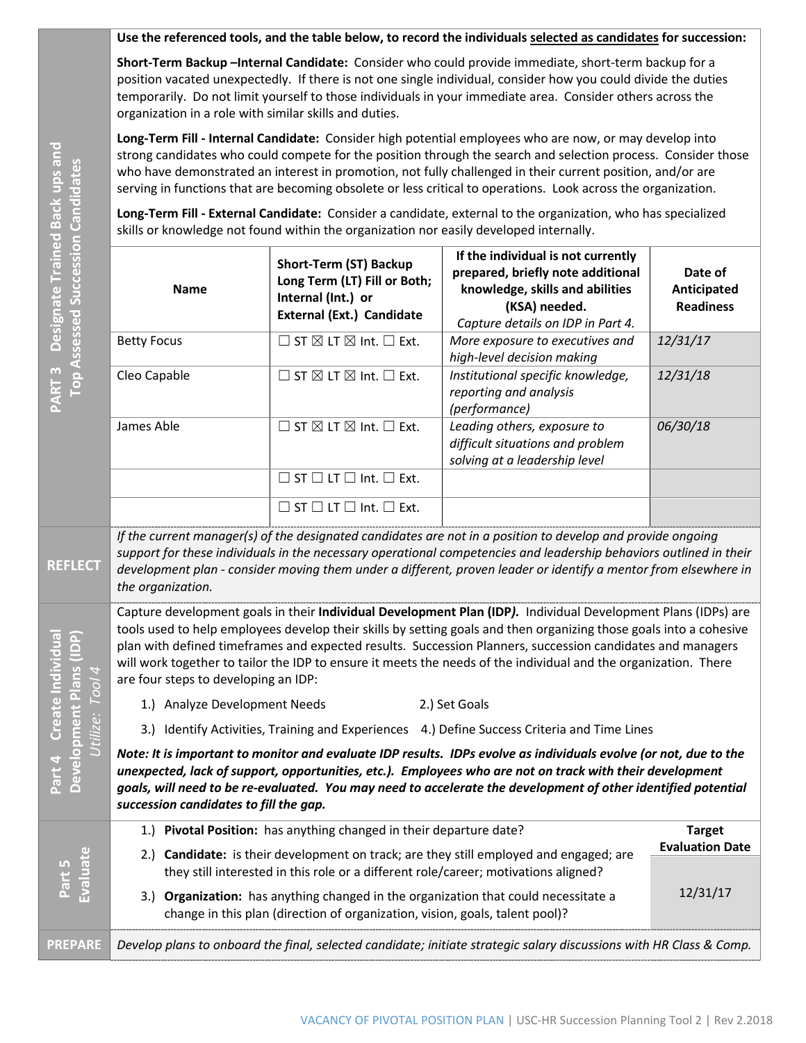## PART 3 Designate Trained Back ups and Top Assessed Succession Candidates

**Use the referenced tools, and the table below, to record the individuals selected as candidates for succession:**

**Short-Term Backup –Internal Candidate:** Consider who could provide immediate, short-term backup for a position vacated unexpectedly. If there is not one single individual, consider how you could divide the duties temporarily. Do not limit yourself to those individuals in your immediate area. Consider others across the organization in a role with similar skills and duties.

**Long-Term Fill - Internal Candidate:** Consider high potential employees who are now, or may develop into strong candidates who could compete for the position through the search and selection process. Consider those who have demonstrated an interest in promotion, not fully challenged in their current position, and/or are serving in functions that are becoming obsolete or less critical to operations. Look across the organization.

**Long-Term Fill - External Candidate:** Consider a candidate, external to the organization, who has specialized skills or knowledge not found within the organization nor easily developed internally.

| Name | Short-Term (ST) Backup Long Term (LT) Fill or Both; Internal (Int.) or External (Ext.) Candidate | If the individual is not currently prepared, briefly note additional knowledge, skills and abilities (KSA) needed. *Capture details on IDP in Part 4.* | Date of Anticipated Readiness |
|---|---|---|---|
| Betty Focus | ☐ ST ☒ LT ☒ Int. ☐ Ext. | *More exposure to executives and high-level decision making* | *12/31/17* |
| Cleo Capable | ☐ ST ☒ LT ☒ Int. ☐ Ext. | *Institutional specific knowledge, reporting and analysis (performance)* | *12/31/18* |
| James Able | ☐ ST ☒ LT ☒ Int. ☐ Ext. | *Leading others, exposure to difficult situations and problem solving at a leadership level* | *06/30/18* |
| | ☐ ST ☐ LT ☐ Int. ☐ Ext. | | |
| | ☐ ST ☐ LT ☐ Int. ☐ Ext. | | |

## REFLECT

*If the current manager(s) of the designated candidates are not in a position to develop and provide ongoing support for these individuals in the necessary operational competencies and leadership behaviors outlined in their development plan - consider moving them under a different, proven leader or identify a mentor from elsewhere in the organization.*

## Part 4 Create Individual Development Plans (IDP)

*Utilize: Tool 4*

Capture development goals in their **Individual Development Plan (IDP*).*** Individual Development Plans (IDPs) are tools used to help employees develop their skills by setting goals and then organizing those goals into a cohesive plan with defined timeframes and expected results. Succession Planners, succession candidates and managers will work together to tailor the IDP to ensure it meets the needs of the individual and the organization. There are four steps to developing an IDP:

1.) Analyze Development Needs
2.) Set Goals
3.) Identify Activities, Training and Experiences
4.) Define Success Criteria and Time Lines

***Note: It is important to monitor and evaluate IDP results. IDPs evolve as individuals evolve (or not, due to the unexpected, lack of support, opportunities, etc.). Employees who are not on track with their development goals, will need to be re-evaluated. You may need to accelerate the development of other identified potential succession candidates to fill the gap.***

## Part 5 Evaluate

| | Target Evaluation Date |
|---|---|
| 1.) **Pivotal Position:** has anything changed in their departure date?<br>2.) **Candidate:** is their development on track; are they still employed and engaged; are they still interested in this role or a different role/career; motivations aligned?<br>3.) **Organization:** has anything changed in the organization that could necessitate a change in this plan (direction of organization, vision, goals, talent pool)? | 12/31/17 |

## PREPARE

*Develop plans to onboard the final, selected candidate; initiate strategic salary discussions with HR Class & Comp.*